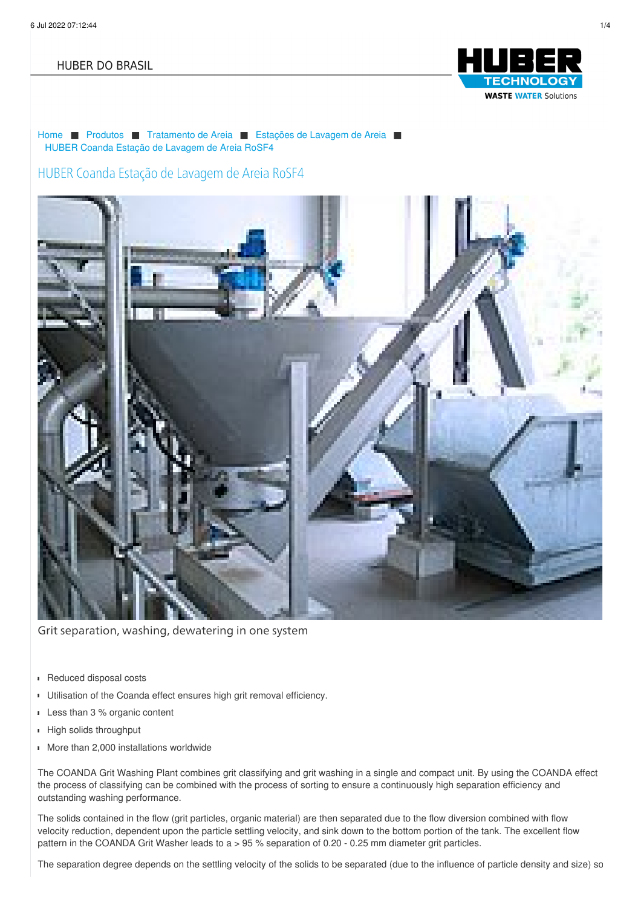HUBER DO BRASIL

Home ■ Produtos ■ Tratamento de Areia ■ Estações de Lavagem de Areia ■ HUBER Coanda Estação de Lavagem de Areia RoSF4

# HUBER Coanda Estação de Lavagem de Areia RoSF4

Grit separation, washing, dewatering in one system

- Reduced disposal costs
- Utilisation of the Coanda effect ensures high grit removal efficiency.
- Less than 3 % organic content
- High solids throughput
- More than 2,000 installations worldwide

The COANDA Grit Washing Plant combines grit classifying and grit washing in a single and compact unit. By using the COANDA effect the process of classifying can be combined with the process of sorting to ensure a continuously high separation efficiency and outstanding washing performance.

The solids contained in the flow (grit particles, organic material) are then separated due to the flow diversion combined with flow velocity reduction, dependent upon the particle settling velocity, and sink down to the bottom portion of the tank. The excellent flow pattern in the COANDA Grit Washer leads to a > 95 % separation of 0.20 - 0.25 mm diameter grit particles.

The separation degree depends on the settling velocity of the solids to be separated (due to the influence of particle density and size) so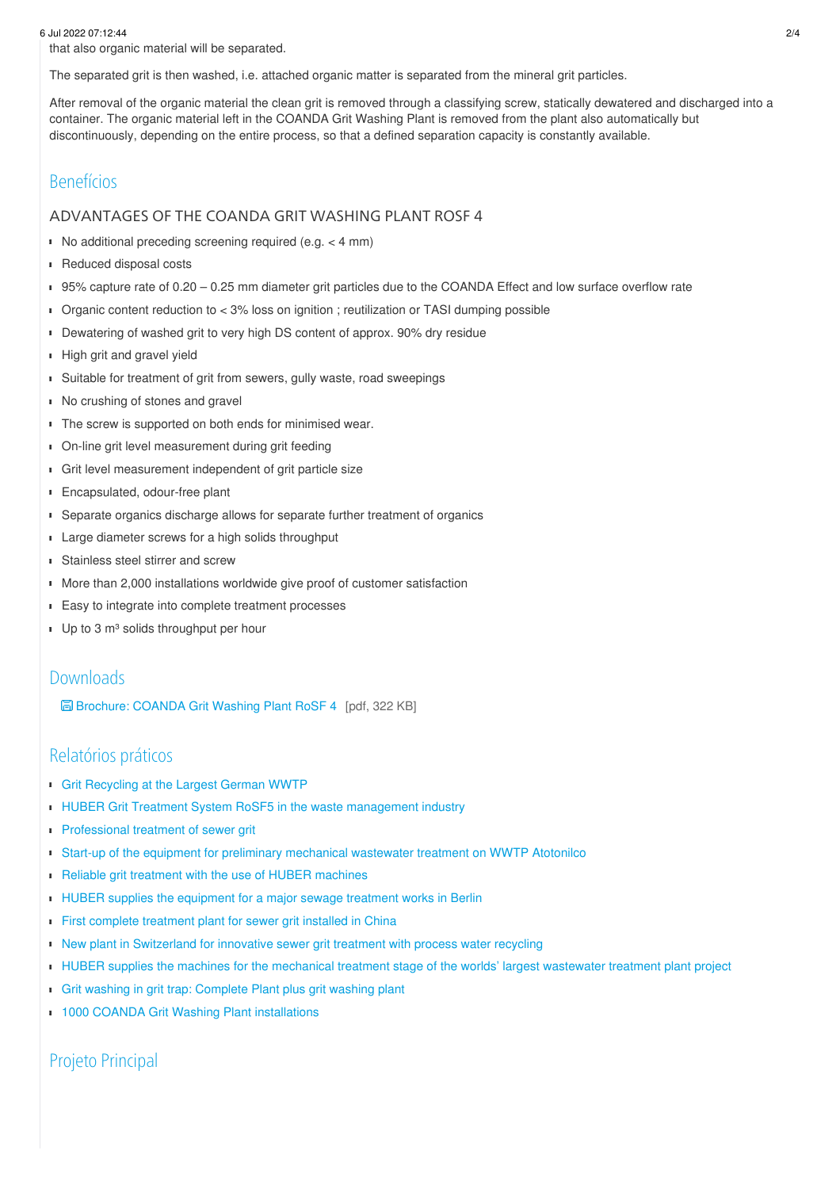that also organic material will be separated.

The separated grit is then washed, i.e. attached organic matter is separated from the mineral grit particles.

After removal of the organic material the clean grit is removed through a classifying screw, statically dewatered and discharged into a container. The organic material left in the COANDA Grit Washing Plant is removed from the plant also automatically but discontinuously, depending on the entire process, so that a defined separation capacity is constantly available.

## Benefícios

### ADVANTAGES OF THE COANDA GRIT WASHING PLANT ROSF 4

- No additional preceding screening required (e.g. < 4 mm)
- Reduced disposal costs
- 95% capture rate of 0.20 – 0.25 mm diameter grit particles due to the COANDA Effect and low surface overflow rate
- Organic content reduction to < 3% loss on ignition ; reutilization or TASI dumping possible
- Dewatering of washed grit to very high DS content of approx. 90% dry residue
- High grit and gravel yield
- Suitable for treatment of grit from sewers, gully waste, road sweepings
- No crushing of stones and gravel
- The screw is supported on both ends for minimised wear.
- On-line grit level measurement during grit feeding
- Grit level measurement independent of grit particle size
- Encapsulated, odour-free plant
- Separate organics discharge allows for separate further treatment of organics
- Large diameter screws for a high solids throughput
- Stainless steel stirrer and screw
- More than 2,000 installations worldwide give proof of customer satisfaction
- Easy to integrate into complete treatment processes
- Up to 3 m³ solids throughput per hour

## Downloads

Brochure: COANDA Grit Washing Plant RoSF 4 [pdf, 322 KB]

## Relatórios práticos

- Grit Recycling at the Largest German WWTP
- HUBER Grit Treatment System RoSF5 in the waste management industry
- Professional treatment of sewer grit
- Start-up of the equipment for preliminary mechanical wastewater treatment on WWTP Atotonilco
- Reliable grit treatment with the use of HUBER machines
- HUBER supplies the equipment for a major sewage treatment works in Berlin
- First complete treatment plant for sewer grit installed in China
- New plant in Switzerland for innovative sewer grit treatment with process water recycling
- HUBER supplies the machines for the mechanical treatment stage of the worlds' largest wastewater treatment plant project
- Grit washing in grit trap: Complete Plant plus grit washing plant
- 1000 COANDA Grit Washing Plant installations

## Projeto Principal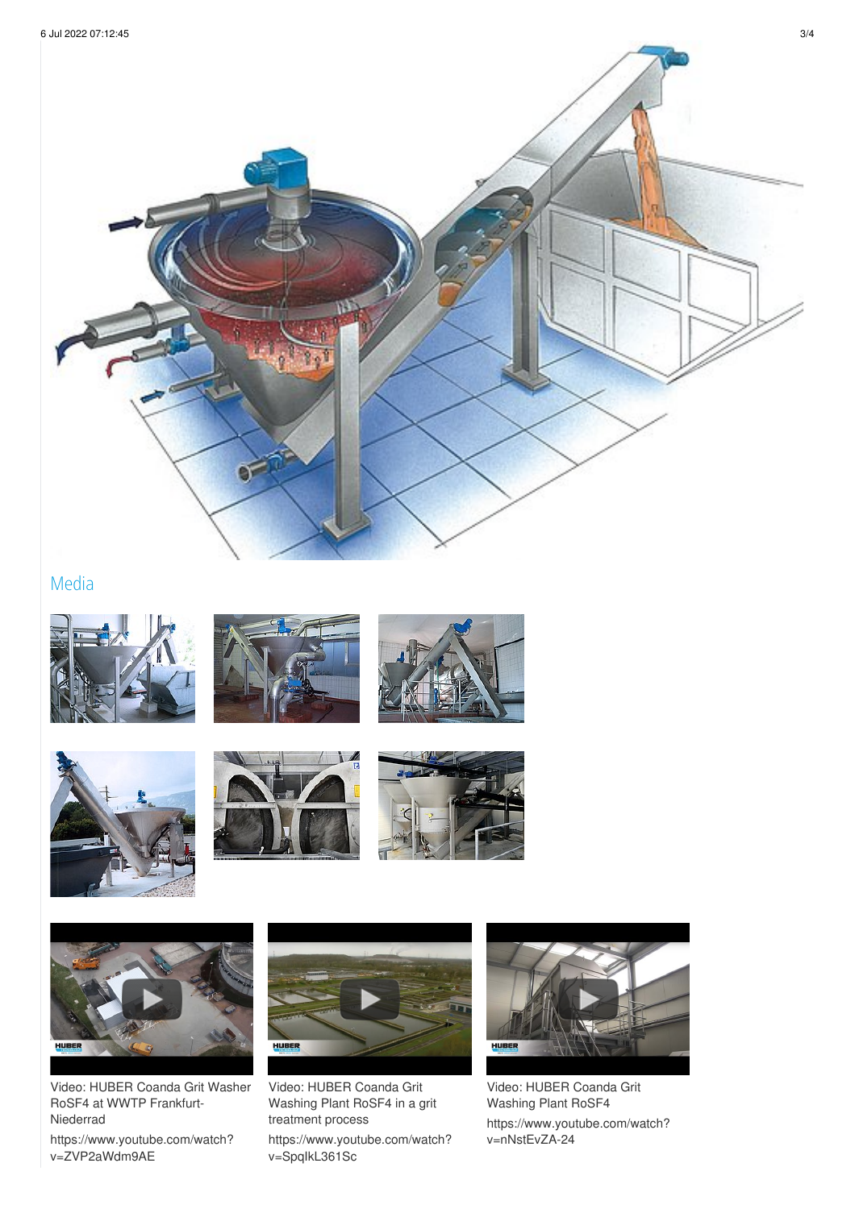## Media

Video: HUBER Coanda Grit Washer RoSF4 at WWTP Frankfurt-Niederrad

https://www.youtube.com/watch?v=ZVP2aWdm9AE

Video: HUBER Coanda Grit Washing Plant RoSF4 in a grit treatment process

https://www.youtube.com/watch?v=SpqlkL361Sc

Video: HUBER Coanda Grit Washing Plant RoSF4

https://www.youtube.com/watch?v=nNstEvZA-24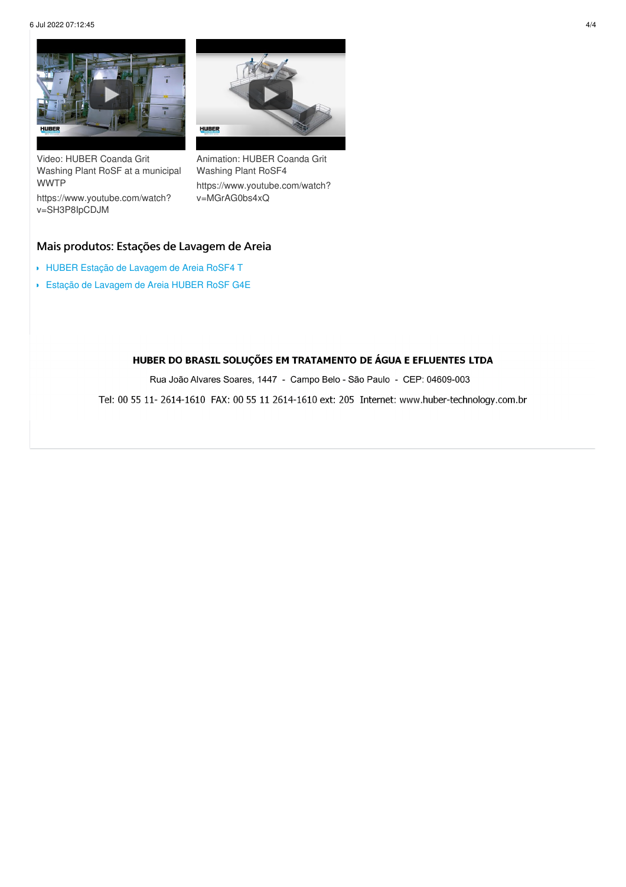Video: HUBER Coanda Grit Washing Plant RoSF at a municipal WWTP

https://www.youtube.com/watch?v=SH3P8IpCDJM

Animation: HUBER Coanda Grit Washing Plant RoSF4

https://www.youtube.com/watch?v=MGrAG0bs4xQ

## Mais produtos: Estações de Lavagem de Areia

- HUBER Estação de Lavagem de Areia RoSF4 T
- Estação de Lavagem de Areia HUBER RoSF G4E

**HUBER DO BRASIL SOLUÇÕES EM TRATAMENTO DE ÁGUA E EFLUENTES LTDA**

Rua João Alvares Soares, 1447 - Campo Belo - São Paulo - CEP: 04609-003

Tel: 00 55 11- 2614-1610 FAX: 00 55 11 2614-1610 ext: 205 Internet: www.huber-technology.com.br